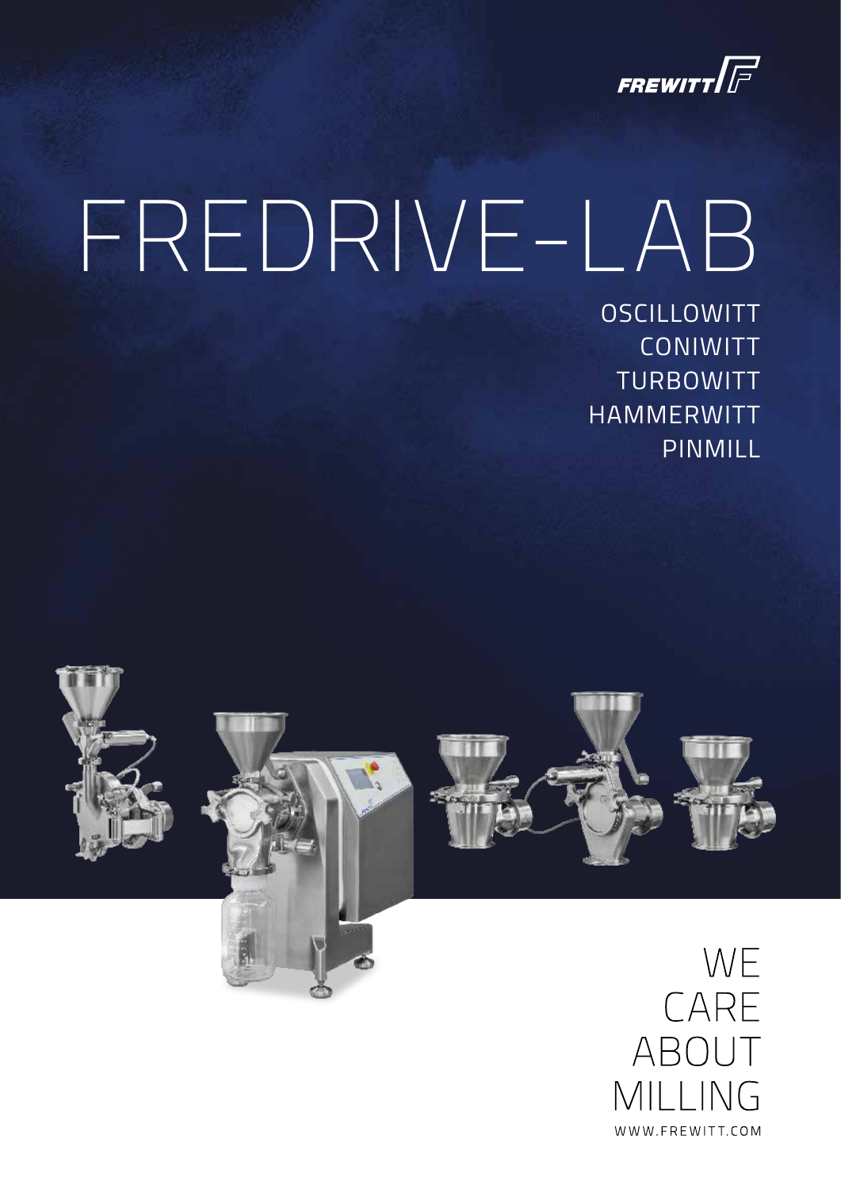FREWITT

# FREDRIVE-LAB

OSCILLOWITT
CONIWITT
TURBOWITT
HAMMERWITT
PINMILL

WE
CARE
ABOUT
MILLING

WWW.FREWITT.COM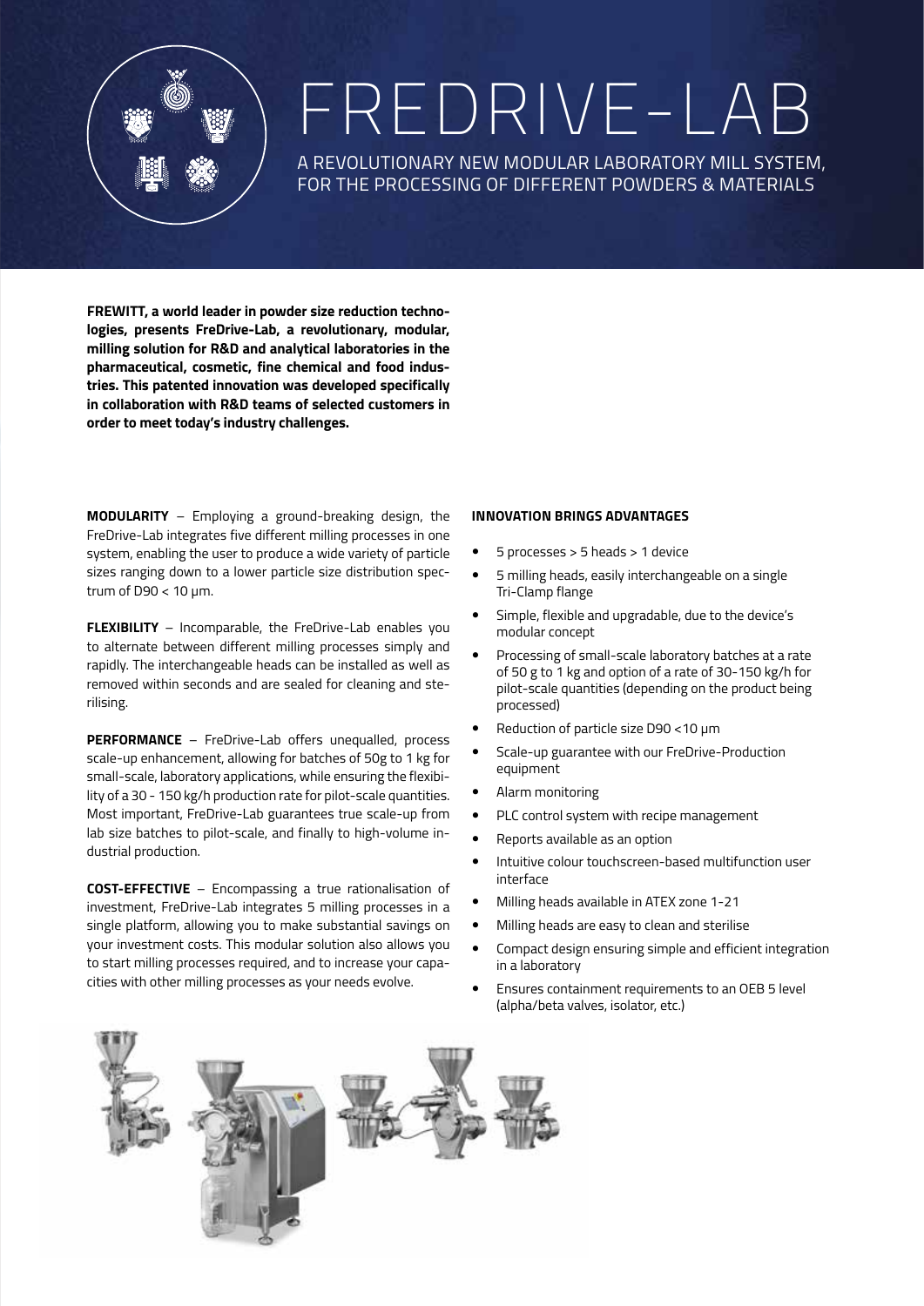# FREDRIVE-LAB

## A REVOLUTIONARY NEW MODULAR LABORATORY MILL SYSTEM, FOR THE PROCESSING OF DIFFERENT POWDERS & MATERIALS

**FREWITT, a world leader in powder size reduction technologies, presents FreDrive-Lab, a revolutionary, modular, milling solution for R&D and analytical laboratories in the pharmaceutical, cosmetic, fine chemical and food industries. This patented innovation was developed specifically in collaboration with R&D teams of selected customers in order to meet today's industry challenges.**

**MODULARITY** – Employing a ground-breaking design, the FreDrive-Lab integrates five different milling processes in one system, enabling the user to produce a wide variety of particle sizes ranging down to a lower particle size distribution spectrum of D90 < 10 µm.

**FLEXIBILITY** – Incomparable, the FreDrive-Lab enables you to alternate between different milling processes simply and rapidly. The interchangeable heads can be installed as well as removed within seconds and are sealed for cleaning and sterilising.

**PERFORMANCE** – FreDrive-Lab offers unequalled, process scale-up enhancement, allowing for batches of 50g to 1 kg for small-scale, laboratory applications, while ensuring the flexibility of a 30 - 150 kg/h production rate for pilot-scale quantities. Most important, FreDrive-Lab guarantees true scale-up from lab size batches to pilot-scale, and finally to high-volume industrial production.

**COST-EFFECTIVE** – Encompassing a true rationalisation of investment, FreDrive-Lab integrates 5 milling processes in a single platform, allowing you to make substantial savings on your investment costs. This modular solution also allows you to start milling processes required, and to increase your capacities with other milling processes as your needs evolve.

**INNOVATION BRINGS ADVANTAGES**

- 5 processes > 5 heads > 1 device
- 5 milling heads, easily interchangeable on a single Tri-Clamp flange
- Simple, flexible and upgradable, due to the device's modular concept
- Processing of small-scale laboratory batches at a rate of 50 g to 1 kg and option of a rate of 30-150 kg/h for pilot-scale quantities (depending on the product being processed)
- Reduction of particle size D90 <10 µm
- Scale-up guarantee with our FreDrive-Production equipment
- Alarm monitoring
- PLC control system with recipe management
- Reports available as an option
- Intuitive colour touchscreen-based multifunction user interface
- Milling heads available in ATEX zone 1-21
- Milling heads are easy to clean and sterilise
- Compact design ensuring simple and efficient integration in a laboratory
- Ensures containment requirements to an OEB 5 level (alpha/beta valves, isolator, etc.)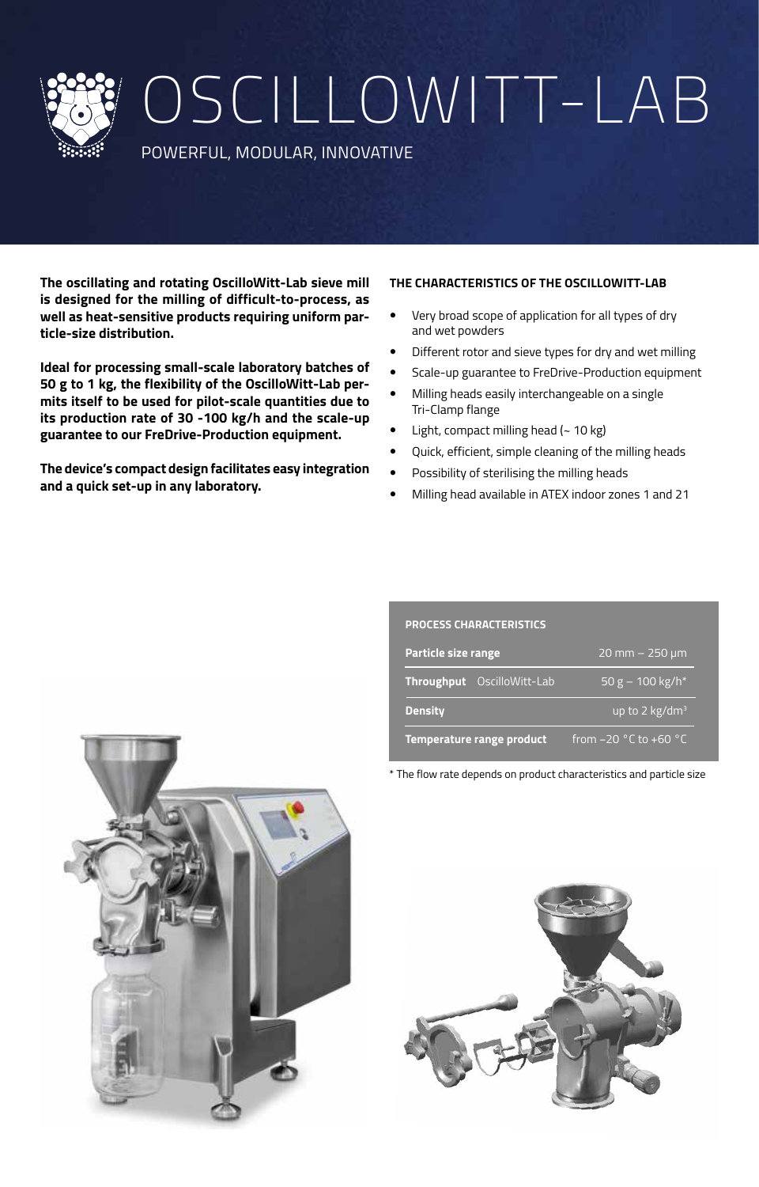# OSCILLOWITT-LAB

POWERFUL, MODULAR, INNOVATIVE

**The oscillating and rotating OscilloWitt-Lab sieve mill is designed for the milling of difficult-to-process, as well as heat-sensitive products requiring uniform particle-size distribution.**

**Ideal for processing small-scale laboratory batches of 50 g to 1 kg, the flexibility of the OscilloWitt-Lab permits itself to be used for pilot-scale quantities due to its production rate of 30 -100 kg/h and the scale-up guarantee to our FreDrive-Production equipment.**

**The device's compact design facilitates easy integration and a quick set-up in any laboratory.**

**THE CHARACTERISTICS OF THE OSCILLOWITT-LAB**

- Very broad scope of application for all types of dry and wet powders
- Different rotor and sieve types for dry and wet milling
- Scale-up guarantee to FreDrive-Production equipment
- Milling heads easily interchangeable on a single Tri-Clamp flange
- Light, compact milling head (~ 10 kg)
- Quick, efficient, simple cleaning of the milling heads
- Possibility of sterilising the milling heads
- Milling head available in ATEX indoor zones 1 and 21

| PROCESS CHARACTERISTICS | |
|---|---|
| **Particle size range** | 20 mm – 250 µm |
| **Throughput** OscilloWitt-Lab | 50 g – 100 kg/h* |
| **Density** | up to 2 kg/dm³ |
| **Temperature range product** | from –20 °C to +60 °C |

* The flow rate depends on product characteristics and particle size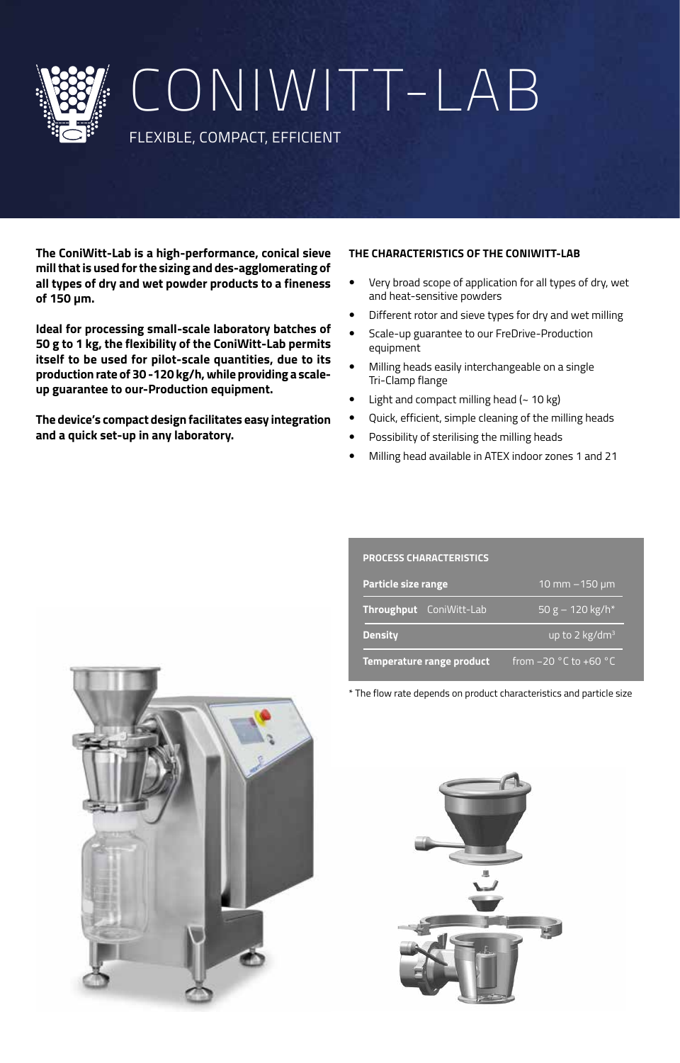# CONIWITT-LAB

FLEXIBLE, COMPACT, EFFICIENT

**The ConiWitt-Lab is a high-performance, conical sieve mill that is used for the sizing and des-agglomerating of all types of dry and wet powder products to a fineness of 150 µm.**

**Ideal for processing small-scale laboratory batches of 50 g to 1 kg, the flexibility of the ConiWitt-Lab permits itself to be used for pilot-scale quantities, due to its production rate of 30 -120 kg/h, while providing a scale-up guarantee to our-Production equipment.**

**The device's compact design facilitates easy integration and a quick set-up in any laboratory.**

**THE CHARACTERISTICS OF THE CONIWITT-LAB**

- Very broad scope of application for all types of dry, wet and heat-sensitive powders
- Different rotor and sieve types for dry and wet milling
- Scale-up guarantee to our FreDrive-Production equipment
- Milling heads easily interchangeable on a single Tri-Clamp flange
- Light and compact milling head (~ 10 kg)
- Quick, efficient, simple cleaning of the milling heads
- Possibility of sterilising the milling heads
- Milling head available in ATEX indoor zones 1 and 21

| PROCESS CHARACTERISTICS | |
| --- | --- |
| **Particle size range** | 10 mm – 150 µm |
| **Throughput** ConiWitt-Lab | 50 g – 120 kg/h* |
| **Density** | up to 2 kg/dm³ |
| **Temperature range product** | from –20 °C to +60 °C |

* The flow rate depends on product characteristics and particle size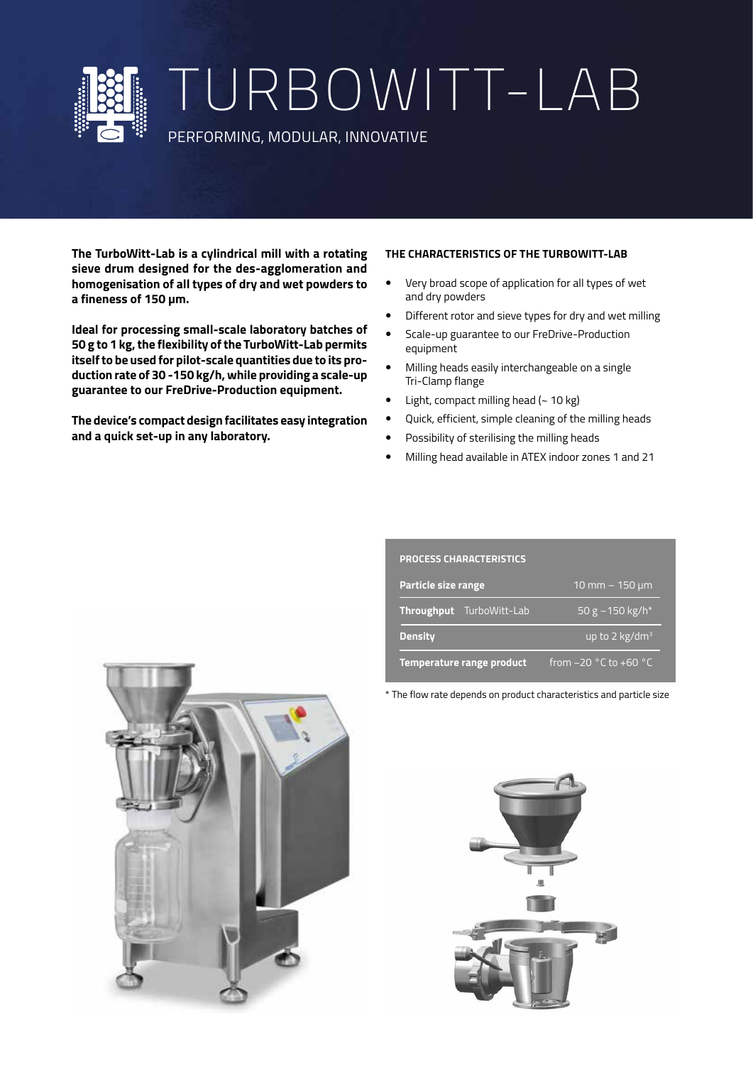# TURBOWITT-LAB

PERFORMING, MODULAR, INNOVATIVE

**The TurboWitt-Lab is a cylindrical mill with a rotating sieve drum designed for the des-agglomeration and homogenisation of all types of dry and wet powders to a fineness of 150 µm.**

**Ideal for processing small-scale laboratory batches of 50 g to 1 kg, the flexibility of the TurboWitt-Lab permits itself to be used for pilot-scale quantities due to its production rate of 30 -150 kg/h, while providing a scale-up guarantee to our FreDrive-Production equipment.**

**The device's compact design facilitates easy integration and a quick set-up in any laboratory.**

### THE CHARACTERISTICS OF THE TURBOWITT-LAB

- Very broad scope of application for all types of wet and dry powders
- Different rotor and sieve types for dry and wet milling
- Scale-up guarantee to our FreDrive-Production equipment
- Milling heads easily interchangeable on a single Tri-Clamp flange
- Light, compact milling head (~ 10 kg)
- Quick, efficient, simple cleaning of the milling heads
- Possibility of sterilising the milling heads
- Milling head available in ATEX indoor zones 1 and 21

| PROCESS CHARACTERISTICS | |
|---|---|
| **Particle size range** | 10 mm – 150 µm |
| **Throughput** TurboWitt-Lab | 50 g –150 kg/h* |
| **Density** | up to 2 kg/dm³ |
| **Temperature range product** | from –20 °C to +60 °C |

\* The flow rate depends on product characteristics and particle size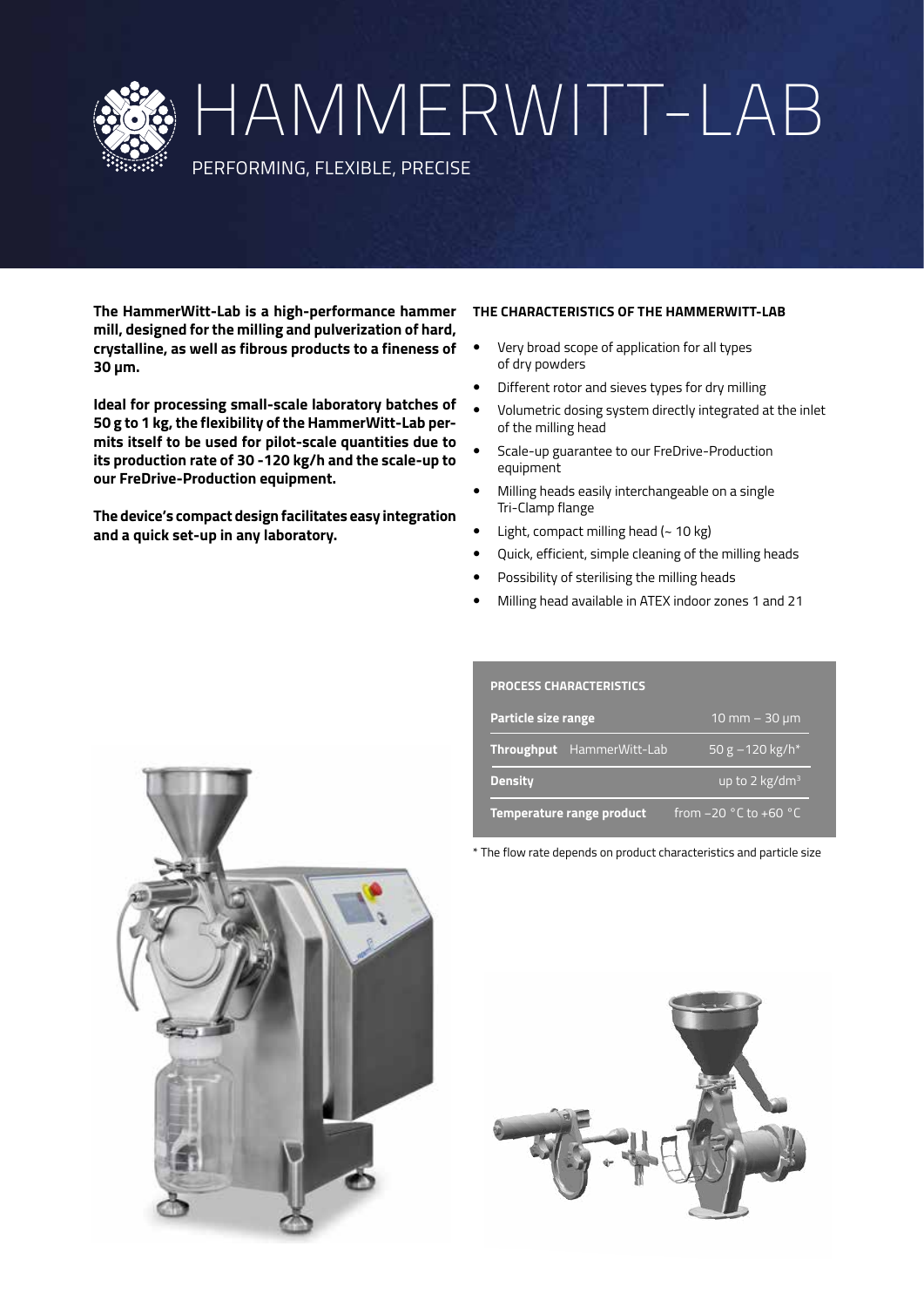# HAMMERWITT-LAB

PERFORMING, FLEXIBLE, PRECISE

**The HammerWitt-Lab is a high-performance hammer mill, designed for the milling and pulverization of hard, crystalline, as well as fibrous products to a fineness of 30 µm.**

**Ideal for processing small-scale laboratory batches of 50 g to 1 kg, the flexibility of the HammerWitt-Lab permits itself to be used for pilot-scale quantities due to its production rate of 30 -120 kg/h and the scale-up to our FreDrive-Production equipment.**

**The device's compact design facilitates easy integration and a quick set-up in any laboratory.**

#### THE CHARACTERISTICS OF THE HAMMERWITT-LAB

- Very broad scope of application for all types of dry powders
- Different rotor and sieves types for dry milling
- Volumetric dosing system directly integrated at the inlet of the milling head
- Scale-up guarantee to our FreDrive-Production equipment
- Milling heads easily interchangeable on a single Tri-Clamp flange
- Light, compact milling head (~ 10 kg)
- Quick, efficient, simple cleaning of the milling heads
- Possibility of sterilising the milling heads
- Milling head available in ATEX indoor zones 1 and 21

| PROCESS CHARACTERISTICS | |
|---|---|
| **Particle size range** | 10 mm – 30 µm |
| **Throughput** HammerWitt-Lab | 50 g – 120 kg/h* |
| **Density** | up to 2 kg/dm$^3$ |
| **Temperature range product** | from –20 °C to +60 °C |

* The flow rate depends on product characteristics and particle size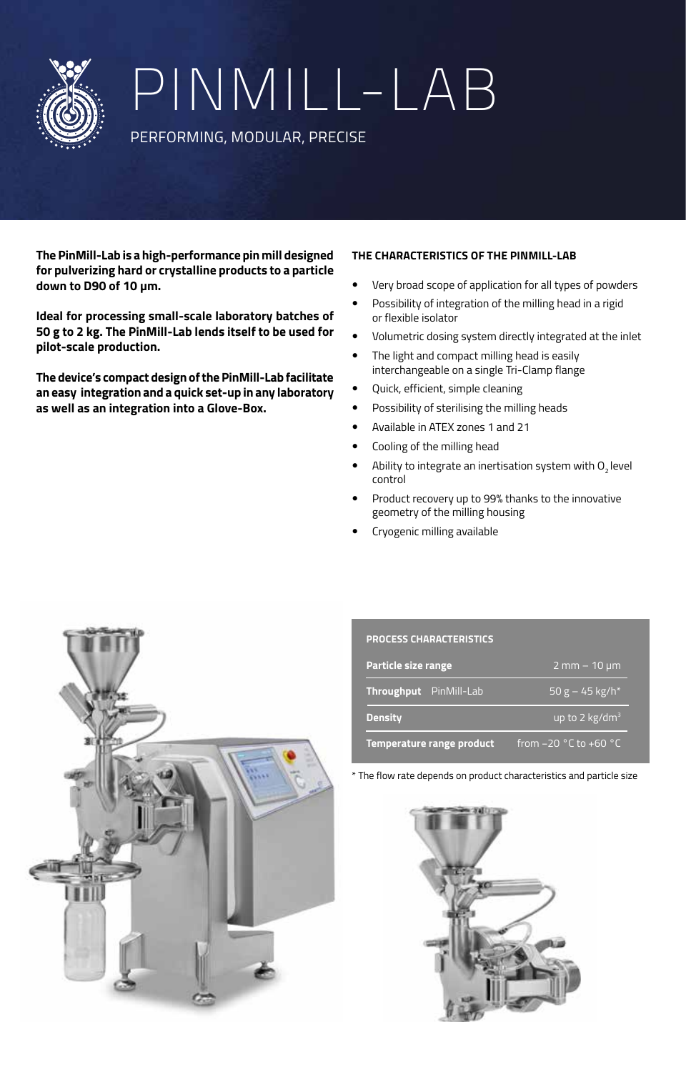# PINMILL-LAB

PERFORMING, MODULAR, PRECISE

**The PinMill-Lab is a high-performance pin mill designed for pulverizing hard or crystalline products to a particle down to D90 of 10 µm.**

**Ideal for processing small-scale laboratory batches of 50 g to 2 kg. The PinMill-Lab lends itself to be used for pilot-scale production.**

**The device's compact design of the PinMill-Lab facilitate an easy integration and a quick set-up in any laboratory as well as an integration into a Glove-Box.**

## THE CHARACTERISTICS OF THE PINMILL-LAB

- Very broad scope of application for all types of powders
- Possibility of integration of the milling head in a rigid or flexible isolator
- Volumetric dosing system directly integrated at the inlet
- The light and compact milling head is easily interchangeable on a single Tri-Clamp flange
- Quick, efficient, simple cleaning
- Possibility of sterilising the milling heads
- Available in ATEX zones 1 and 21
- Cooling of the milling head
- Ability to integrate an inertisation system with $O_2$ level control
- Product recovery up to 99% thanks to the innovative geometry of the milling housing
- Cryogenic milling available

| PROCESS CHARACTERISTICS | |
|---|---|
| **Particle size range** | 2 mm – 10 µm |
| **Throughput** PinMill-Lab | 50 g – 45 kg/h* |
| **Density** | up to 2 kg/dm³ |
| **Temperature range product** | from –20 °C to +60 °C |

* The flow rate depends on product characteristics and particle size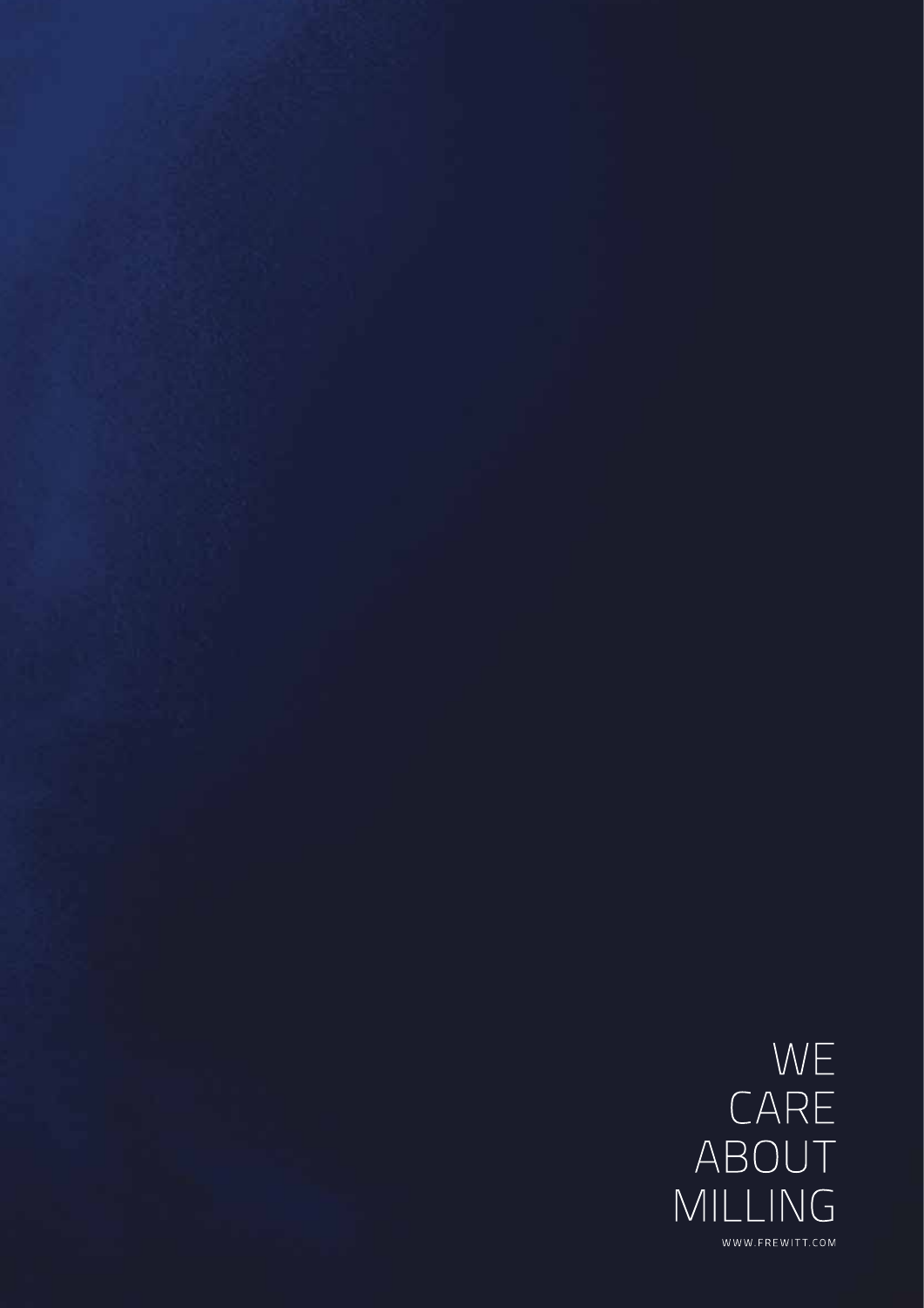WE
CARE
ABOUT
MILLING

WWW.FREWITT.COM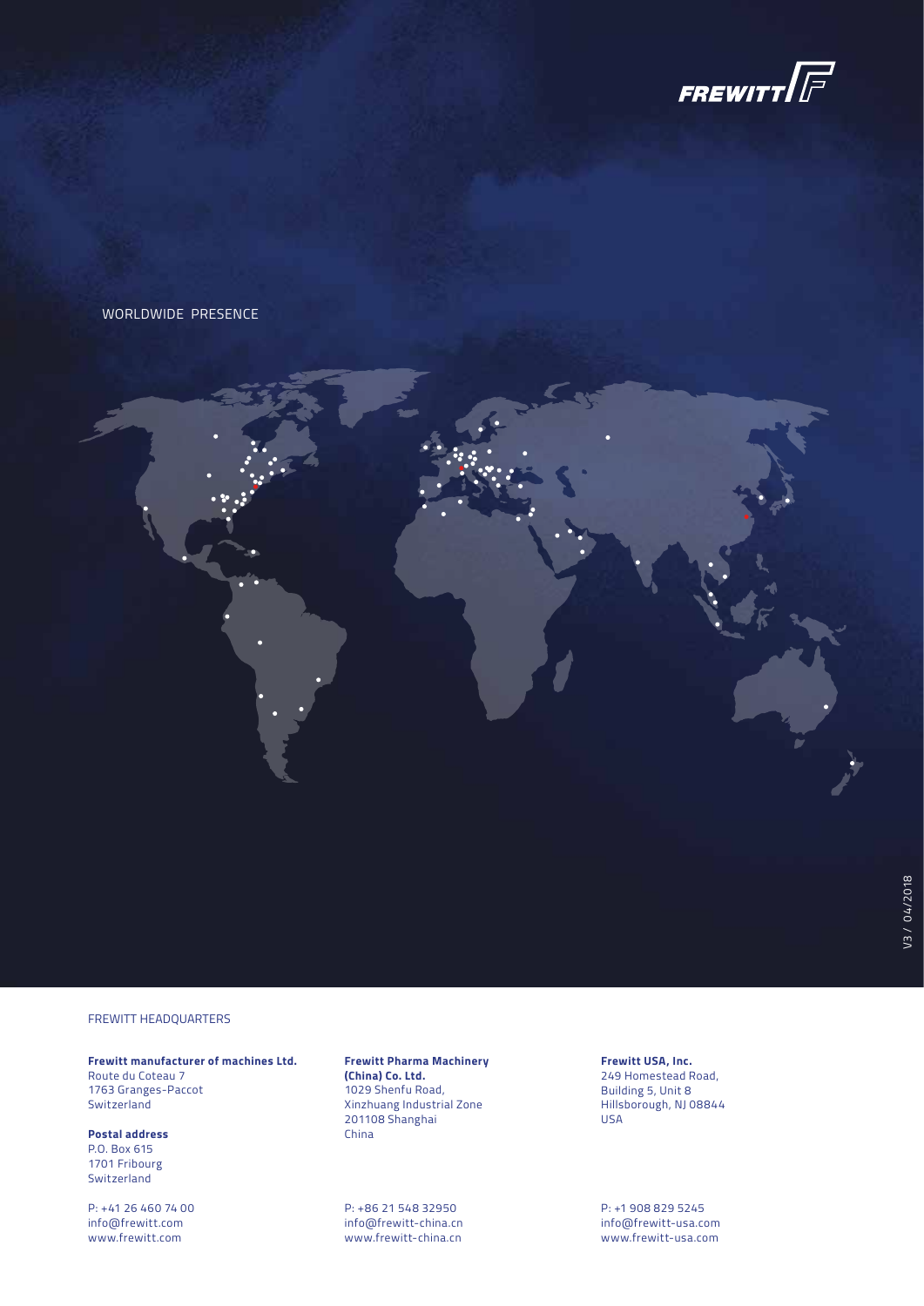FREWITT

WORLDWIDE PRESENCE

V3 / 04/2018

FREWITT HEADQUARTERS

**Frewitt manufacturer of machines Ltd.**
Route du Coteau 7
1763 Granges-Paccot
Switzerland

**Postal address**
P.O. Box 615
1701 Fribourg
Switzerland

P: +41 26 460 74 00
info@frewitt.com
www.frewitt.com

**Frewitt Pharma Machinery (China) Co. Ltd.**
1029 Shenfu Road,
Xinzhuang Industrial Zone
201108 Shanghai
China

P: +86 21 548 32950
info@frewitt-china.cn
www.frewitt-china.cn

**Frewitt USA, Inc.**
249 Homestead Road,
Building 5, Unit 8
Hillsborough, NJ 08844
USA

P: +1 908 829 5245
info@frewitt-usa.com
www.frewitt-usa.com